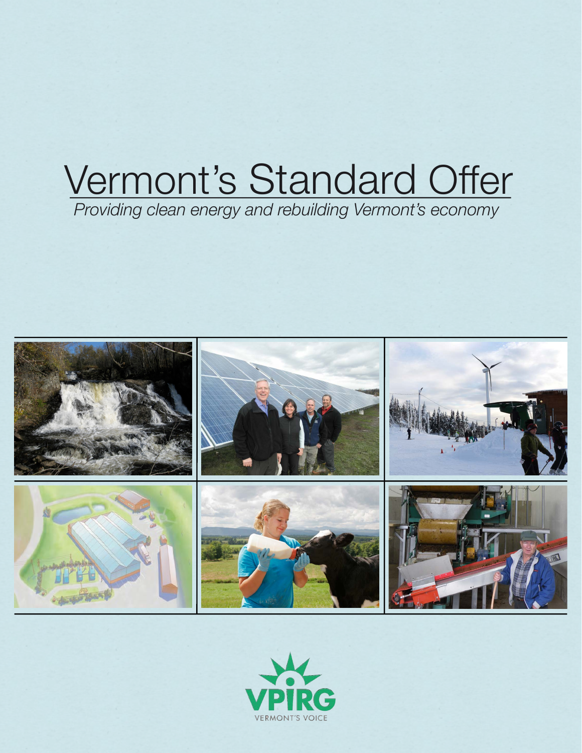# Vermont's Standard Offer

*Providing clean energy and rebuilding Vermont's economy*

VPIRG

VERMONT'S VOICE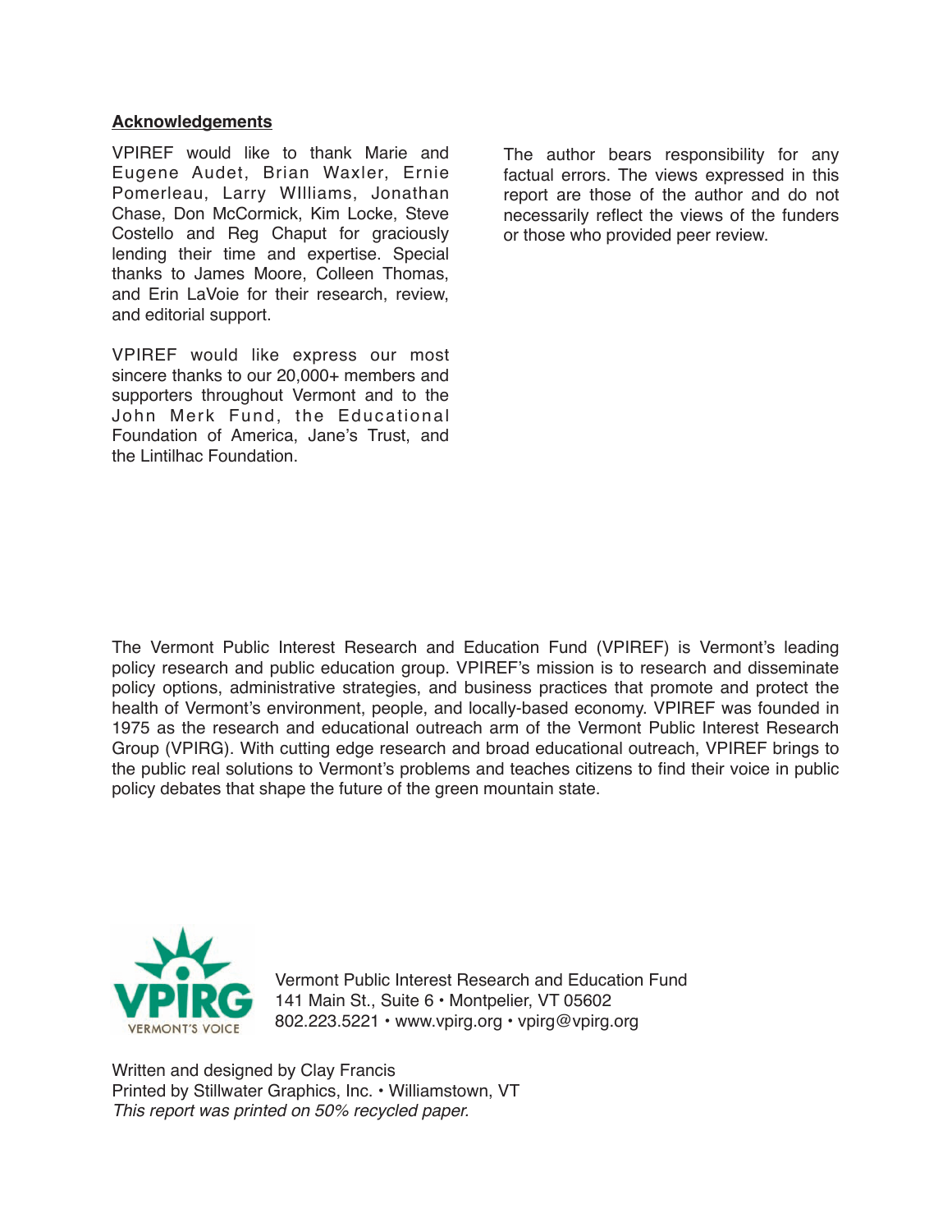**Acknowledgements**

VPIREF would like to thank Marie and Eugene Audet, Brian Waxler, Ernie Pomerleau, Larry WIlliams, Jonathan Chase, Don McCormick, Kim Locke, Steve Costello and Reg Chaput for graciously lending their time and expertise. Special thanks to James Moore, Colleen Thomas, and Erin LaVoie for their research, review, and editorial support.

VPIREF would like express our most sincere thanks to our 20,000+ members and supporters throughout Vermont and to the John Merk Fund, the Educational Foundation of America, Jane's Trust, and the Lintilhac Foundation.

The author bears responsibility for any factual errors. The views expressed in this report are those of the author and do not necessarily reflect the views of the funders or those who provided peer review.

The Vermont Public Interest Research and Education Fund (VPIREF) is Vermont's leading policy research and public education group. VPIREF's mission is to research and disseminate policy options, administrative strategies, and business practices that promote and protect the health of Vermont's environment, people, and locally-based economy. VPIREF was founded in 1975 as the research and educational outreach arm of the Vermont Public Interest Research Group (VPIRG). With cutting edge research and broad educational outreach, VPIREF brings to the public real solutions to Vermont's problems and teaches citizens to find their voice in public policy debates that shape the future of the green mountain state.

VPIRG
VERMONT'S VOICE

Vermont Public Interest Research and Education Fund
141 Main St., Suite 6 • Montpelier, VT 05602
802.223.5221 • www.vpirg.org • vpirg@vpirg.org

Written and designed by Clay Francis
Printed by Stillwater Graphics, Inc. • Williamstown, VT
*This report was printed on 50% recycled paper.*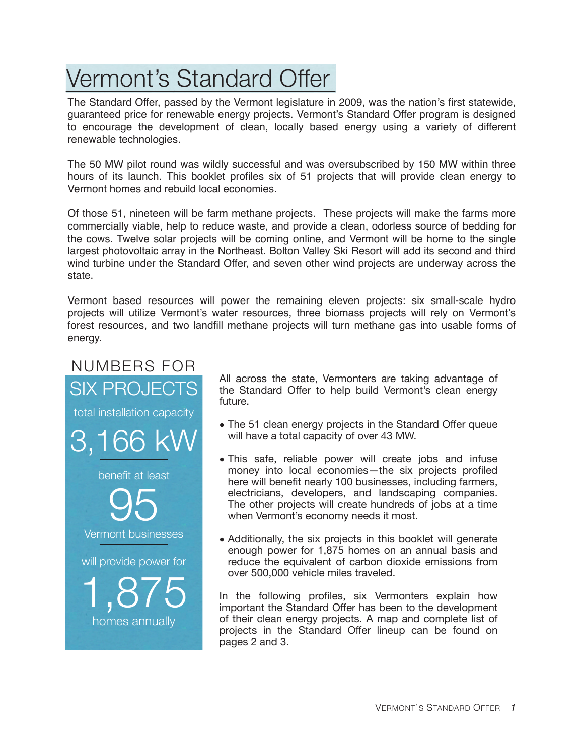# Vermont's Standard Offer

The Standard Offer, passed by the Vermont legislature in 2009, was the nation's first statewide, guaranteed price for renewable energy projects. Vermont's Standard Offer program is designed to encourage the development of clean, locally based energy using a variety of different renewable technologies.

The 50 MW pilot round was wildly successful and was oversubscribed by 150 MW within three hours of its launch. This booklet profiles six of 51 projects that will provide clean energy to Vermont homes and rebuild local economies.

Of those 51, nineteen will be farm methane projects. These projects will make the farms more commercially viable, help to reduce waste, and provide a clean, odorless source of bedding for the cows. Twelve solar projects will be coming online, and Vermont will be home to the single largest photovoltaic array in the Northeast. Bolton Valley Ski Resort will add its second and third wind turbine under the Standard Offer, and seven other wind projects are underway across the state.

Vermont based resources will power the remaining eleven projects: six small-scale hydro projects will utilize Vermont's water resources, three biomass projects will rely on Vermont's forest resources, and two landfill methane projects will turn methane gas into usable forms of energy.

## NUMBERS FOR SIX PROJECTS

total installation capacity

**3,166 kW**

benefit at least

**95**

Vermont businesses

will provide power for

**1,875**

homes annually

All across the state, Vermonters are taking advantage of the Standard Offer to help build Vermont's clean energy future.

- The 51 clean energy projects in the Standard Offer queue will have a total capacity of over 43 MW.
- This safe, reliable power will create jobs and infuse money into local economies—the six projects profiled here will benefit nearly 100 businesses, including farmers, electricians, developers, and landscaping companies. The other projects will create hundreds of jobs at a time when Vermont's economy needs it most.
- Additionally, the six projects in this booklet will generate enough power for 1,875 homes on an annual basis and reduce the equivalent of carbon dioxide emissions from over 500,000 vehicle miles traveled.

In the following profiles, six Vermonters explain how important the Standard Offer has been to the development of their clean energy projects. A map and complete list of projects in the Standard Offer lineup can be found on pages 2 and 3.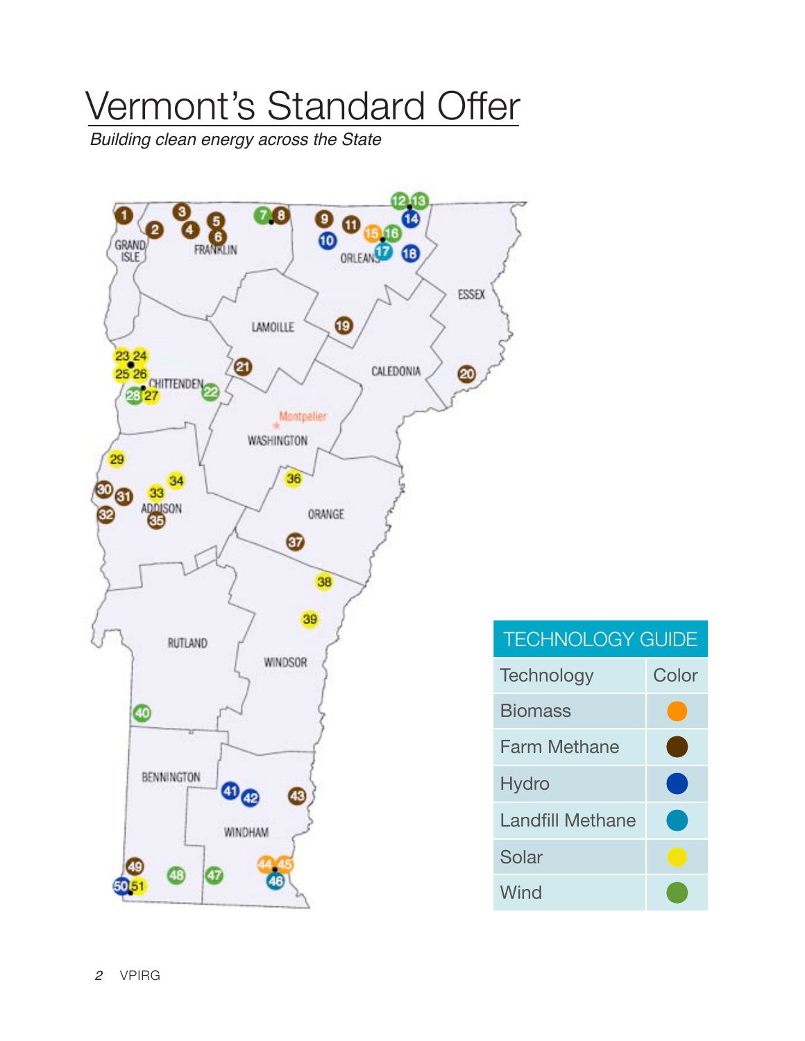# Vermont's Standard Offer

*Building clean energy across the State*

GRAND ISLE

FRANKLIN

ORLEANS

ESSEX

LAMOILLE

CALEDONIA

CHITTENDEN

Montpelier

WASHINGTON

ADDISON

ORANGE

RUTLAND

WINDSOR

BENNINGTON

WINDHAM

1 2 3 4 5 6 7 8 9 10 11 12 13 14 15 16 17 18 19 20 21 22 23 24 25 26 27 28 29 30 31 32 33 34 35 36 37 38 39 40 41 42 43 44 45 46 47 48 49 50 51

| TECHNOLOGY GUIDE | |
|---|---|
| Technology | Color |
| Biomass | Orange |
| Farm Methane | Brown |
| Hydro | Dark blue |
| Landfill Methane | Teal |
| Solar | Yellow |
| Wind | Green |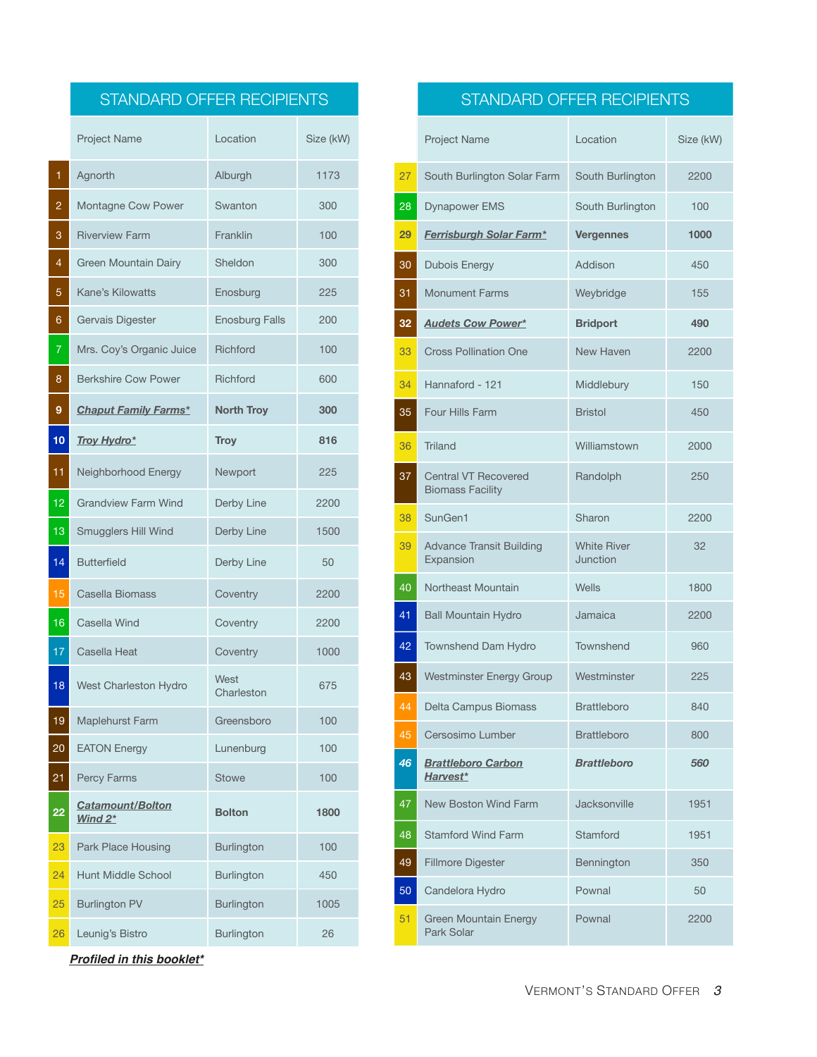## STANDARD OFFER RECIPIENTS

| | Project Name | Location | Size (kW) |
|---|---|---|---|
| 1 | Agnorth | Alburgh | 1173 |
| 2 | Montagne Cow Power | Swanton | 300 |
| 3 | Riverview Farm | Franklin | 100 |
| 4 | Green Mountain Dairy | Sheldon | 300 |
| 5 | Kane's Kilowatts | Enosburg | 225 |
| 6 | Gervais Digester | Enosburg Falls | 200 |
| 7 | Mrs. Coy's Organic Juice | Richford | 100 |
| 8 | Berkshire Cow Power | Richford | 600 |
| **9** | ***Chaput Family Farms**** | **North Troy** | **300** |
| **10** | ***Troy Hydro**** | **Troy** | **816** |
| 11 | Neighborhood Energy | Newport | 225 |
| 12 | Grandview Farm Wind | Derby Line | 2200 |
| 13 | Smugglers Hill Wind | Derby Line | 1500 |
| 14 | Butterfield | Derby Line | 50 |
| 15 | Casella Biomass | Coventry | 2200 |
| 16 | Casella Wind | Coventry | 2200 |
| 17 | Casella Heat | Coventry | 1000 |
| 18 | West Charleston Hydro | West Charleston | 675 |
| 19 | Maplehurst Farm | Greensboro | 100 |
| 20 | EATON Energy | Lunenburg | 100 |
| 21 | Percy Farms | Stowe | 100 |
| **22** | ***Catamount/Bolton Wind 2**** | **Bolton** | **1800** |
| 23 | Park Place Housing | Burlington | 100 |
| 24 | Hunt Middle School | Burlington | 450 |
| 25 | Burlington PV | Burlington | 1005 |
| 26 | Leunig's Bistro | Burlington | 26 |
| 27 | South Burlington Solar Farm | South Burlington | 2200 |
| 28 | Dynapower EMS | South Burlington | 100 |
| **29** | ***Ferrisburgh Solar Farm**** | **Vergennes** | **1000** |
| 30 | Dubois Energy | Addison | 450 |
| 31 | Monument Farms | Weybridge | 155 |
| **32** | ***Audets Cow Power**** | **Bridport** | **490** |
| 33 | Cross Pollination One | New Haven | 2200 |
| 34 | Hannaford - 121 | Middlebury | 150 |
| 35 | Four Hills Farm | Bristol | 450 |
| 36 | Triland | Williamstown | 2000 |
| 37 | Central VT Recovered Biomass Facility | Randolph | 250 |
| 38 | SunGen1 | Sharon | 2200 |
| 39 | Advance Transit Building Expansion | White River Junction | 32 |
| 40 | Northeast Mountain | Wells | 1800 |
| 41 | Ball Mountain Hydro | Jamaica | 2200 |
| 42 | Townshend Dam Hydro | Townshend | 960 |
| 43 | Westminster Energy Group | Westminster | 225 |
| 44 | Delta Campus Biomass | Brattleboro | 840 |
| 45 | Cersosimo Lumber | Brattleboro | 800 |
| ***46*** | ***Brattleboro Carbon Harvest**** | ***Brattleboro*** | ***560*** |
| 47 | New Boston Wind Farm | Jacksonville | 1951 |
| 48 | Stamford Wind Farm | Stamford | 1951 |
| 49 | Fillmore Digester | Bennington | 350 |
| 50 | Candelora Hydro | Pownal | 50 |
| 51 | Green Mountain Energy Park Solar | Pownal | 2200 |

***Profiled in this booklet****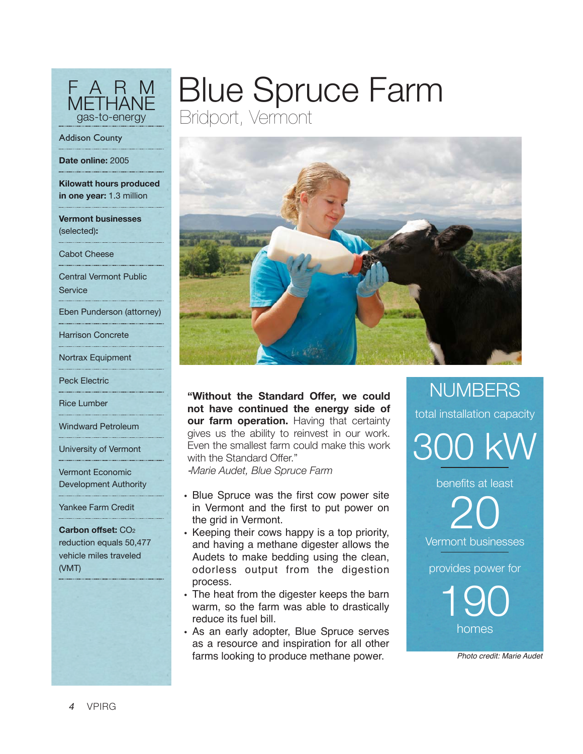# Blue Spruce Farm

Bridport, Vermont

FARM METHANE gas-to-energy

Addison County

**Date online:** 2005

**Kilowatt hours produced in one year:** 1.3 million

**Vermont businesses** (selected)**:**

Cabot Cheese

Central Vermont Public Service

Eben Punderson (attorney)

Harrison Concrete

Nortrax Equipment

Peck Electric

Rice Lumber

Windward Petroleum

University of Vermont

Vermont Economic Development Authority

Yankee Farm Credit

**Carbon offset:** $CO_2$ reduction equals 50,477 vehicle miles traveled (VMT)

**"Without the Standard Offer, we could not have continued the energy side of our farm operation.** Having that certainty gives us the ability to reinvest in our work. Even the smallest farm could make this work with the Standard Offer."
*-Marie Audet, Blue Spruce Farm*

- Blue Spruce was the first cow power site in Vermont and the first to put power on the grid in Vermont.
- Keeping their cows happy is a top priority, and having a methane digester allows the Audets to make bedding using the clean, odorless output from the digestion process.
- The heat from the digester keeps the barn warm, so the farm was able to drastically reduce its fuel bill.
- As an early adopter, Blue Spruce serves as a resource and inspiration for all other farms looking to produce methane power.

## NUMBERS

total installation capacity

300 kW

benefits at least

20

Vermont businesses

provides power for

190

homes

*Photo credit: Marie Audet*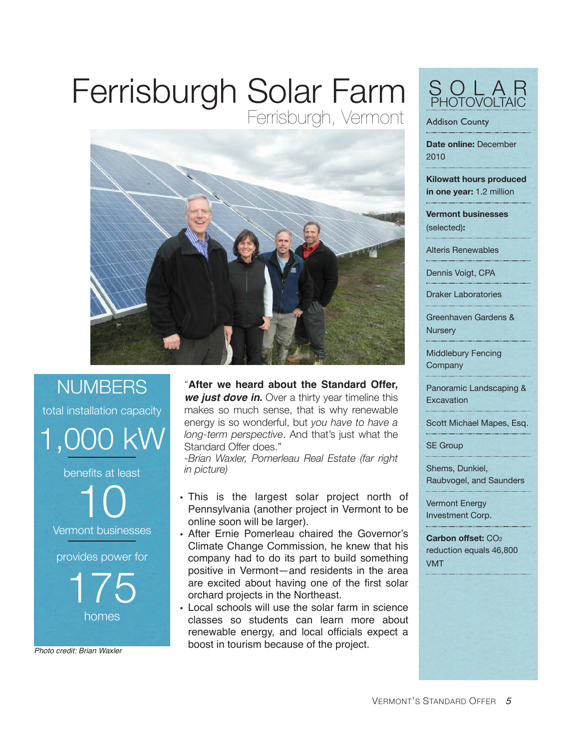# Ferrisburgh Solar Farm

## Ferrisburgh, Vermont

## NUMBERS

total installation capacity

**1,000 kW**

benefits at least

**10**

Vermont businesses

provides power for

**175**

homes

*Photo credit: Brian Waxler*

"**After we heard about the Standard Offer, *we just dove in.*** Over a thirty year timeline this makes so much sense, that is why renewable energy is so wonderful, but *you have to have a long-term perspective*. And that's just what the Standard Offer does."
*-Brian Waxler, Pomerleau Real Estate (far right in picture)*

- This is the largest solar project north of Pennsylvania (another project in Vermont to be online soon will be larger).
- After Ernie Pomerleau chaired the Governor's Climate Change Commission, he knew that his company had to do its part to build something positive in Vermont—and residents in the area are excited about having one of the first solar orchard projects in the Northeast.
- Local schools will use the solar farm in science classes so students can learn more about renewable energy, and local officials expect a boost in tourism because of the project.

## SOLAR PHOTOVOLTAIC

Addison County

**Date online:** December 2010

**Kilowatt hours produced in one year:** 1.2 million

**Vermont businesses** (selected)**:**

- Alteris Renewables
- Dennis Voigt, CPA
- Draker Laboratories
- Greenhaven Gardens & Nursery
- Middlebury Fencing Company
- Panoramic Landscaping & Excavation
- Scott Michael Mapes, Esq.
- SE Group
- Shems, Dunkiel, Raubvogel, and Saunders
- Vermont Energy Investment Corp.

**Carbon offset:** $CO_2$ reduction equals 46,800 VMT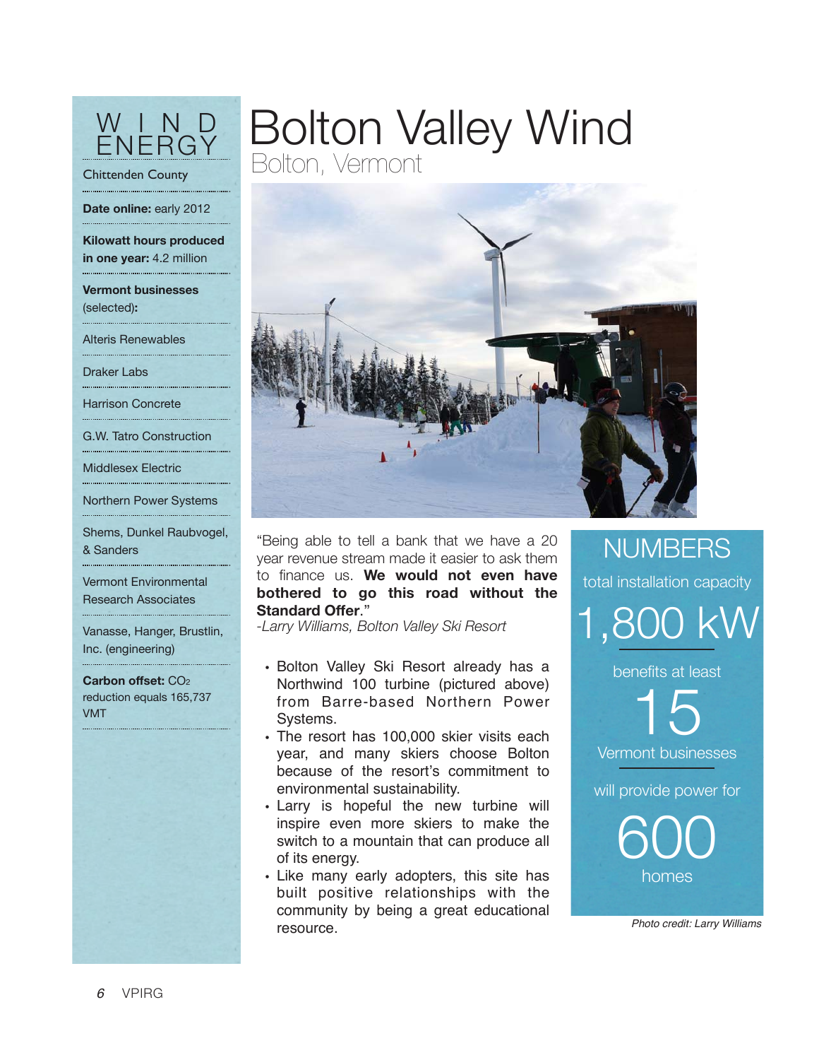# Bolton Valley Wind

## Bolton, Vermont

**WIND ENERGY**

Chittenden County

**Date online:** early 2012

**Kilowatt hours produced in one year:** 4.2 million

**Vermont businesses** (selected)**:**

- Alteris Renewables
- Draker Labs
- Harrison Concrete
- G.W. Tatro Construction
- Middlesex Electric
- Northern Power Systems
- Shems, Dunkel Raubvogel, & Sanders
- Vermont Environmental Research Associates
- Vanasse, Hanger, Brustlin, Inc. (engineering)

**Carbon offset:** $CO_2$ reduction equals 165,737 VMT

"Being able to tell a bank that we have a 20 year revenue stream made it easier to ask them to finance us. **We would not even have bothered to go this road without the Standard Offer.**"

*-Larry Williams, Bolton Valley Ski Resort*

- Bolton Valley Ski Resort already has a Northwind 100 turbine (pictured above) from Barre-based Northern Power Systems.
- The resort has 100,000 skier visits each year, and many skiers choose Bolton because of the resort's commitment to environmental sustainability.
- Larry is hopeful the new turbine will inspire even more skiers to make the switch to a mountain that can produce all of its energy.
- Like many early adopters, this site has built positive relationships with the community by being a great educational resource.

### NUMBERS

total installation capacity

1,800 kW

benefits at least

15

Vermont businesses

will provide power for

600

homes

*Photo credit: Larry Williams*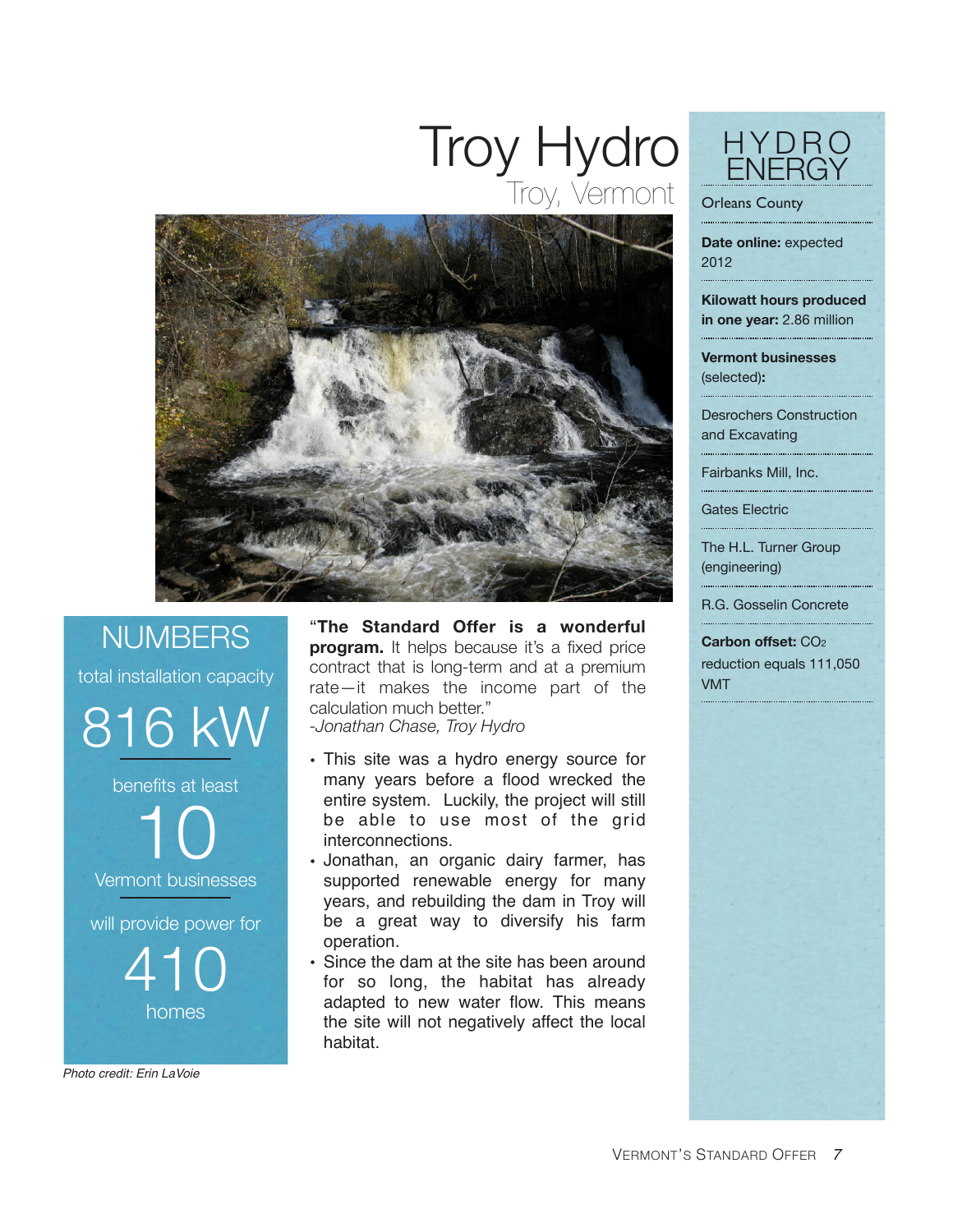# Troy Hydro

## Troy, Vermont

## NUMBERS

total installation capacity

816 kW

benefits at least

10

Vermont businesses

will provide power for

410

homes

*Photo credit: Erin LaVoie*

"**The Standard Offer is a wonderful program.** It helps because it's a fixed price contract that is long-term and at a premium rate—it makes the income part of the calculation much better."
*-Jonathan Chase, Troy Hydro*

- This site was a hydro energy source for many years before a flood wrecked the entire system. Luckily, the project will still be able to use most of the grid interconnections.
- Jonathan, an organic dairy farmer, has supported renewable energy for many years, and rebuilding the dam in Troy will be a great way to diversify his farm operation.
- Since the dam at the site has been around for so long, the habitat has already adapted to new water flow. This means the site will not negatively affect the local habitat.

## HYDRO ENERGY

Orleans County

**Date online:** expected 2012

**Kilowatt hours produced in one year:** 2.86 million

**Vermont businesses** (selected)**:**

Desrochers Construction and Excavating

Fairbanks Mill, Inc.

Gates Electric

The H.L. Turner Group (engineering)

R.G. Gosselin Concrete

**Carbon offset:** $CO_2$ reduction equals 111,050 VMT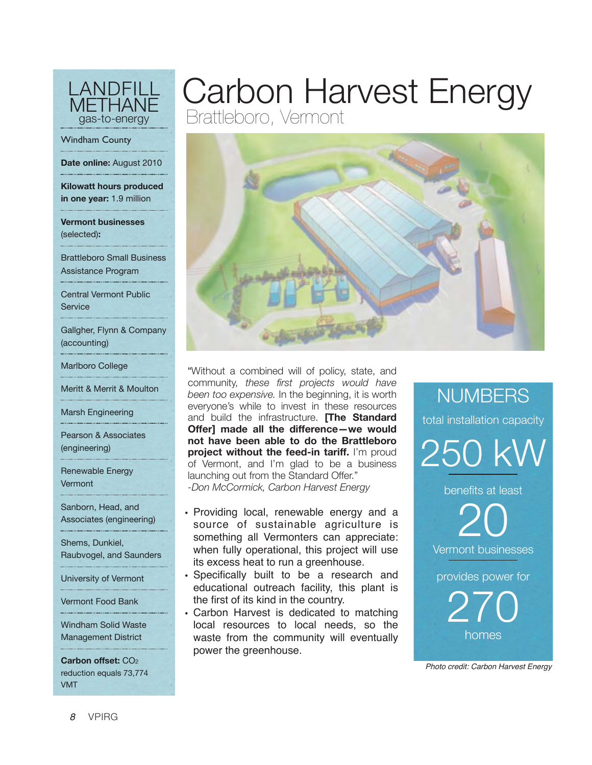# Carbon Harvest Energy

## Brattleboro, Vermont

**LANDFILL METHANE**
gas-to-energy

Windham County

**Date online:** August 2010

**Kilowatt hours produced in one year:** 1.9 million

**Vermont businesses** (selected)**:**

- Brattleboro Small Business Assistance Program
- Central Vermont Public Service
- Gallgher, Flynn & Company (accounting)
- Marlboro College
- Meritt & Merrit & Moulton
- Marsh Engineering
- Pearson & Associates (engineering)
- Renewable Energy Vermont
- Sanborn, Head, and Associates (engineering)
- Shems, Dunkiel, Raubvogel, and Saunders
- University of Vermont
- Vermont Food Bank
- Windham Solid Waste Management District

**Carbon offset:** $CO_2$ reduction equals 73,774 VMT

"Without a combined will of policy, state, and community, *these first projects would have been too expensive.* In the beginning, it is worth everyone's while to invest in these resources and build the infrastructure. **[The Standard Offer] made all the difference—we would not have been able to do the Brattleboro project without the feed-in tariff.** I'm proud of Vermont, and I'm glad to be a business launching out from the Standard Offer."
*-Don McCormick, Carbon Harvest Energy*

- Providing local, renewable energy and a source of sustainable agriculture is something all Vermonters can appreciate: when fully operational, this project will use its excess heat to run a greenhouse.
- Specifically built to be a research and educational outreach facility, this plant is the first of its kind in the country.
- Carbon Harvest is dedicated to matching local resources to local needs, so the waste from the community will eventually power the greenhouse.

### NUMBERS

total installation capacity

**250 kW**

benefits at least

**20**

Vermont businesses

provides power for

**270**

homes

*Photo credit: Carbon Harvest Energy*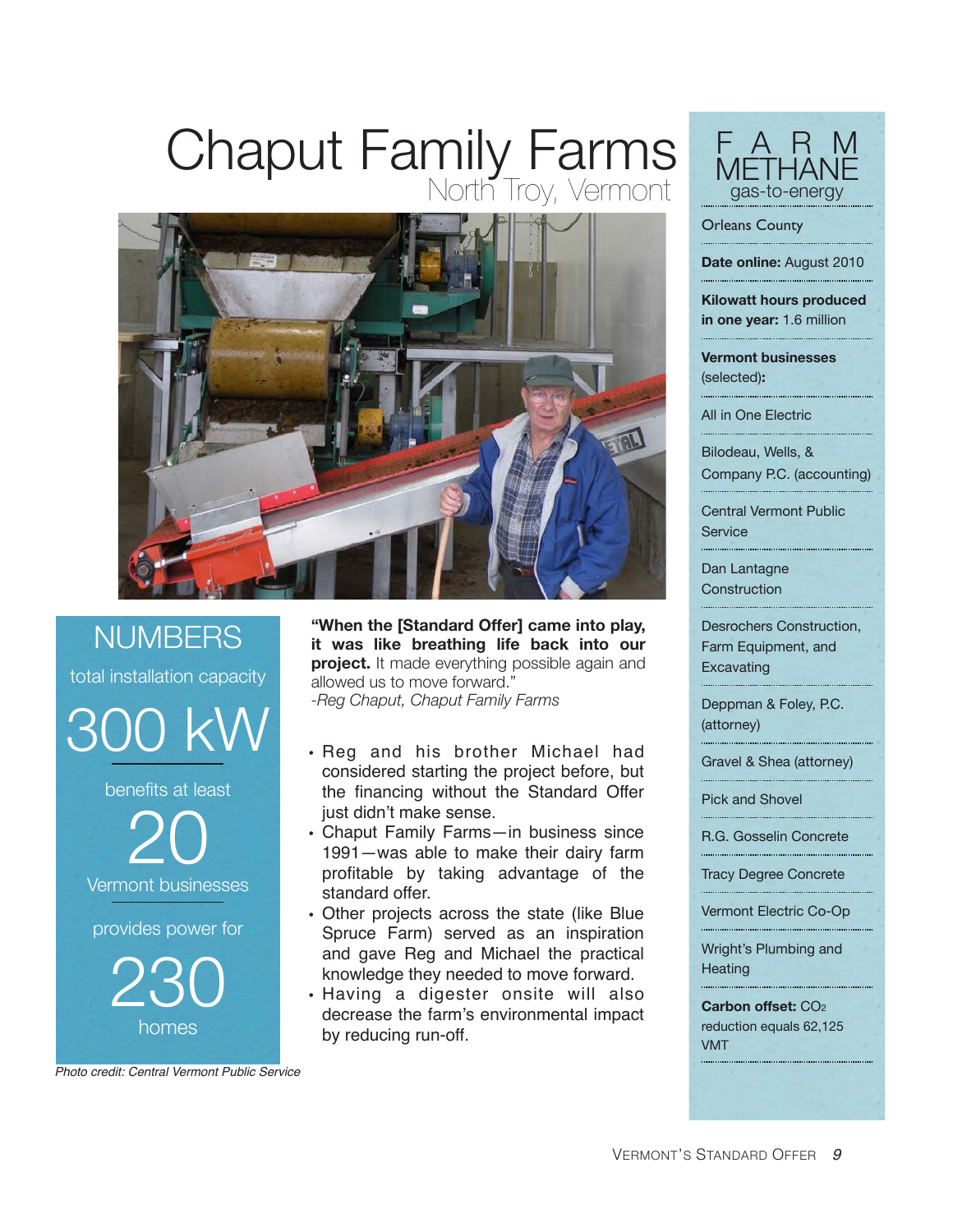# Chaput Family Farms

## North Troy, Vermont

## NUMBERS

total installation capacity

**300 kW**

benefits at least

**20**

Vermont businesses

provides power for

**230**

homes

*Photo credit: Central Vermont Public Service*

**"When the [Standard Offer] came into play, it was like breathing life back into our project.** It made everything possible again and allowed us to move forward."
*-Reg Chaput, Chaput Family Farms*

- Reg and his brother Michael had considered starting the project before, but the financing without the Standard Offer just didn't make sense.
- Chaput Family Farms—in business since 1991—was able to make their dairy farm profitable by taking advantage of the standard offer.
- Other projects across the state (like Blue Spruce Farm) served as an inspiration and gave Reg and Michael the practical knowledge they needed to move forward.
- Having a digester onsite will also decrease the farm's environmental impact by reducing run-off.

## FARM METHANE gas-to-energy

Orleans County

**Date online:** August 2010

**Kilowatt hours produced in one year:** 1.6 million

**Vermont businesses** (selected)**:**

All in One Electric

Bilodeau, Wells, & Company P.C. (accounting)

Central Vermont Public Service

Dan Lantagne Construction

Desrochers Construction, Farm Equipment, and Excavating

Deppman & Foley, P.C. (attorney)

Gravel & Shea (attorney)

Pick and Shovel

R.G. Gosselin Concrete

Tracy Degree Concrete

Vermont Electric Co-Op

Wright's Plumbing and Heating

**Carbon offset:** $CO_2$ reduction equals 62,125 VMT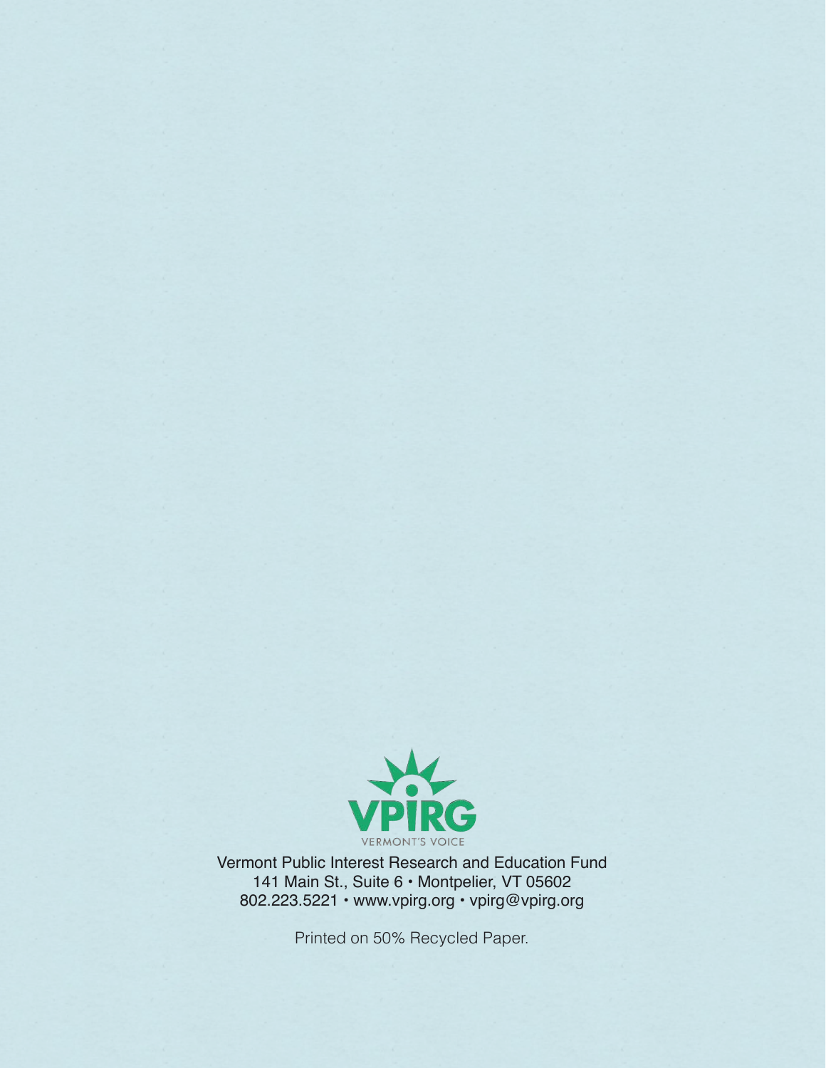VPIRG

VERMONT'S VOICE

Vermont Public Interest Research and Education Fund
141 Main St., Suite 6 • Montpelier, VT 05602
802.223.5221 • www.vpirg.org • vpirg@vpirg.org

Printed on 50% Recycled Paper.